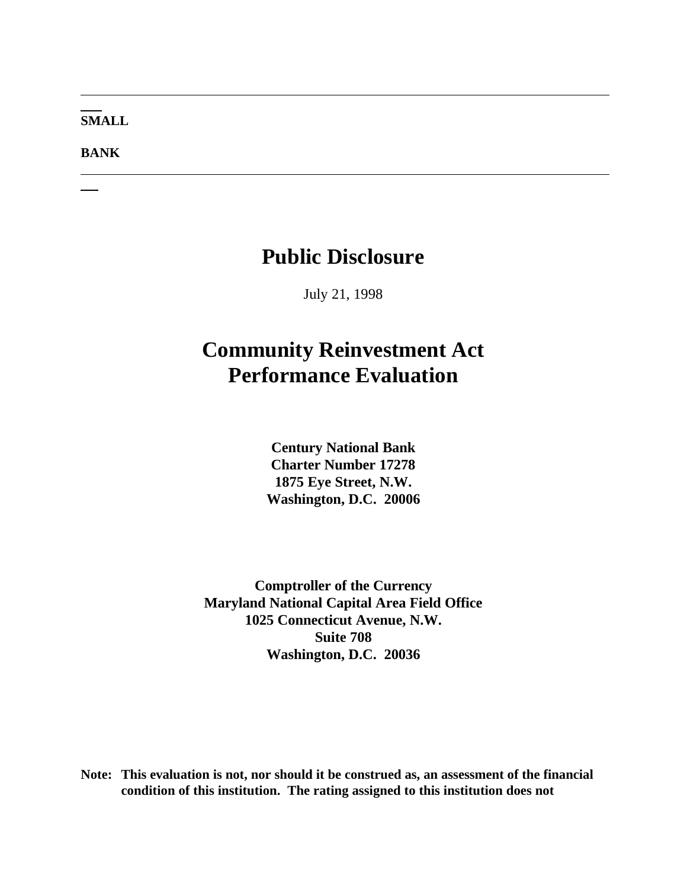**SMALL**

**BANK**

---

# Public Disclosure

July 21, 1998

# Community Reinvestment Act Performance Evaluation

**Century National Bank**
**Charter Number 17278**
**1875 Eye Street, N.W.**
**Washington, D.C. 20006**

**Comptroller of the Currency**
**Maryland National Capital Area Field Office**
**1025 Connecticut Avenue, N.W.**
**Suite 708**
**Washington, D.C. 20036**

**Note: This evaluation is not, nor should it be construed as, an assessment of the financial condition of this institution. The rating assigned to this institution does not**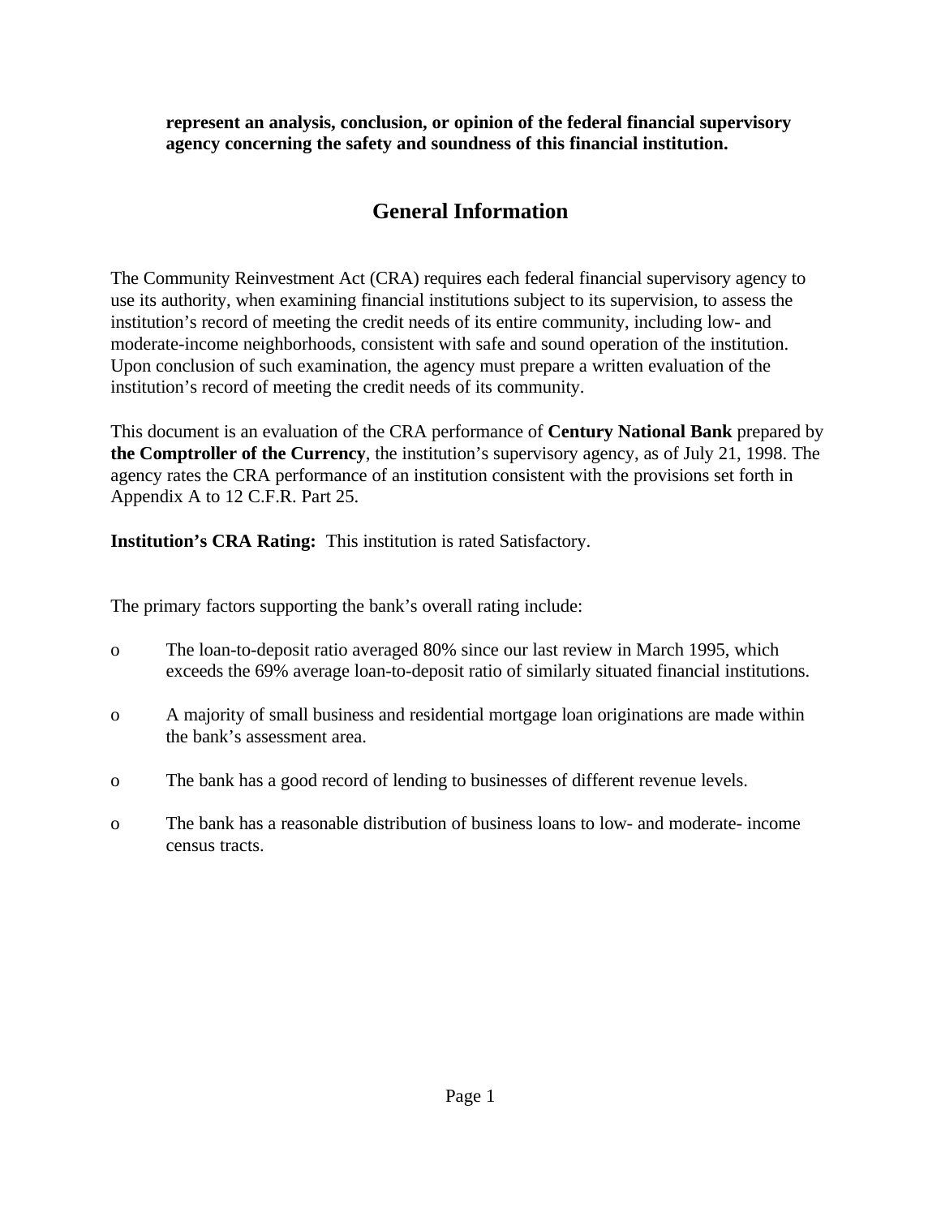**represent an analysis, conclusion, or opinion of the federal financial supervisory agency concerning the safety and soundness of this financial institution.**

## General Information

The Community Reinvestment Act (CRA) requires each federal financial supervisory agency to use its authority, when examining financial institutions subject to its supervision, to assess the institution's record of meeting the credit needs of its entire community, including low- and moderate-income neighborhoods, consistent with safe and sound operation of the institution. Upon conclusion of such examination, the agency must prepare a written evaluation of the institution's record of meeting the credit needs of its community.

This document is an evaluation of the CRA performance of **Century National Bank** prepared by **the Comptroller of the Currency**, the institution's supervisory agency, as of July 21, 1998. The agency rates the CRA performance of an institution consistent with the provisions set forth in Appendix A to 12 C.F.R. Part 25.

**Institution's CRA Rating:** This institution is rated Satisfactory.

The primary factors supporting the bank's overall rating include:

- The loan-to-deposit ratio averaged 80% since our last review in March 1995, which exceeds the 69% average loan-to-deposit ratio of similarly situated financial institutions.
- A majority of small business and residential mortgage loan originations are made within the bank's assessment area.
- The bank has a good record of lending to businesses of different revenue levels.
- The bank has a reasonable distribution of business loans to low- and moderate- income census tracts.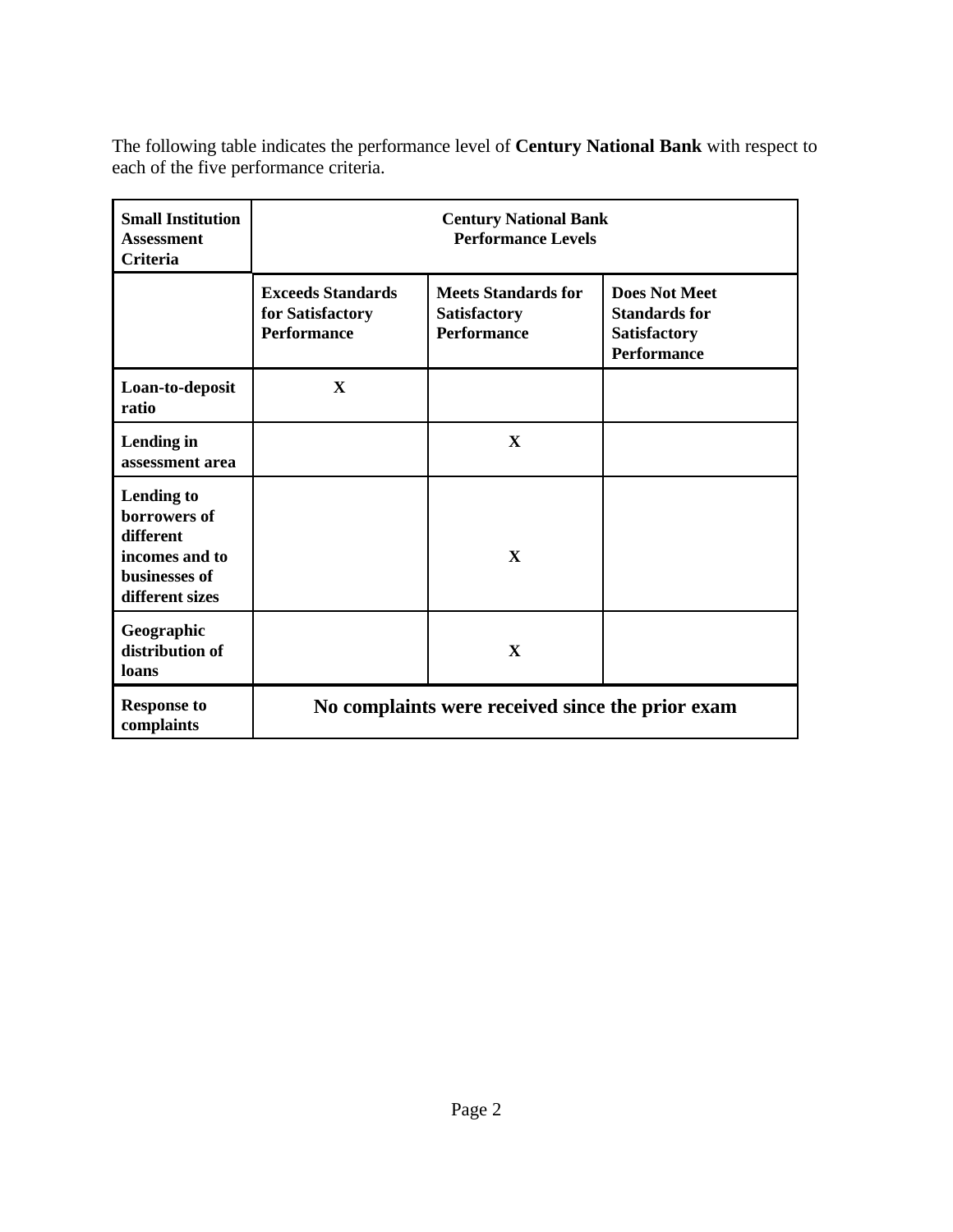The following table indicates the performance level of **Century National Bank** with respect to each of the five performance criteria.

| **Small Institution Assessment Criteria** | **Century National Bank Performance Levels** | | |
|---|---|---|---|
| | **Exceeds Standards for Satisfactory Performance** | **Meets Standards for Satisfactory Performance** | **Does Not Meet Standards for Satisfactory Performance** |
| **Loan-to-deposit ratio** | X | | |
| **Lending in assessment area** | | X | |
| **Lending to borrowers of different incomes and to businesses of different sizes** | | X | |
| **Geographic distribution of loans** | | X | |
| **Response to complaints** | **No complaints were received since the prior exam** | | |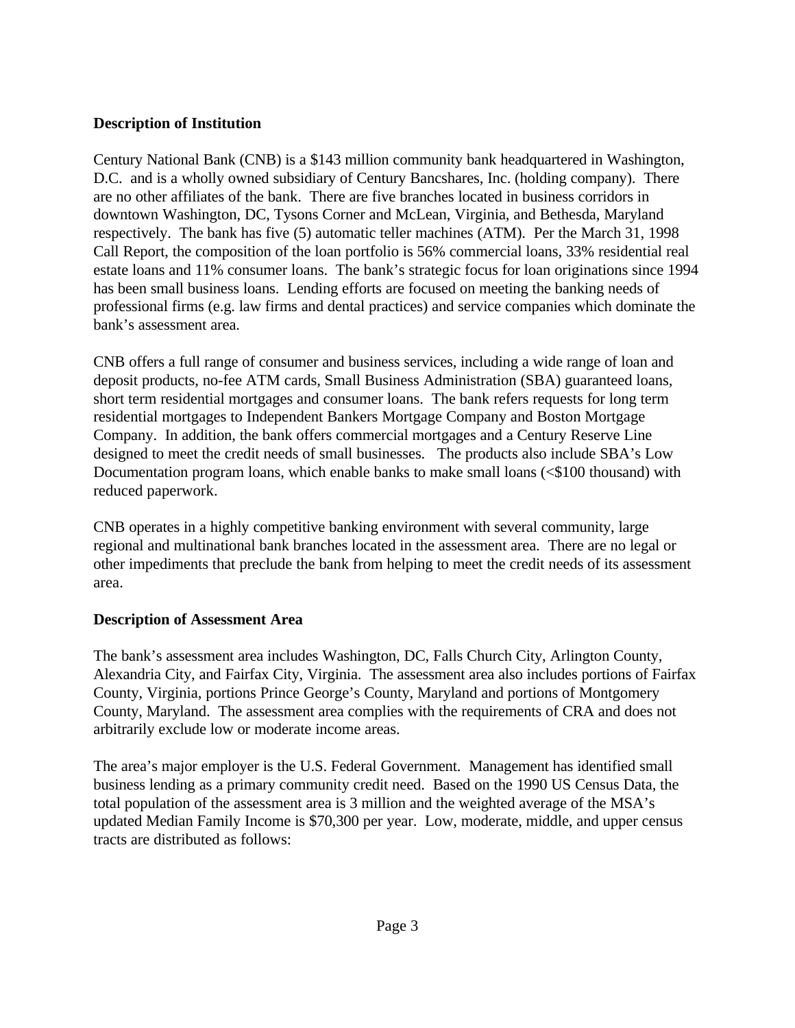**Description of Institution**

Century National Bank (CNB) is a $143 million community bank headquartered in Washington, D.C. and is a wholly owned subsidiary of Century Bancshares, Inc. (holding company). There are no other affiliates of the bank. There are five branches located in business corridors in downtown Washington, DC, Tysons Corner and McLean, Virginia, and Bethesda, Maryland respectively. The bank has five (5) automatic teller machines (ATM). Per the March 31, 1998 Call Report, the composition of the loan portfolio is 56% commercial loans, 33% residential real estate loans and 11% consumer loans. The bank's strategic focus for loan originations since 1994 has been small business loans. Lending efforts are focused on meeting the banking needs of professional firms (e.g. law firms and dental practices) and service companies which dominate the bank's assessment area.

CNB offers a full range of consumer and business services, including a wide range of loan and deposit products, no-fee ATM cards, Small Business Administration (SBA) guaranteed loans, short term residential mortgages and consumer loans. The bank refers requests for long term residential mortgages to Independent Bankers Mortgage Company and Boston Mortgage Company. In addition, the bank offers commercial mortgages and a Century Reserve Line designed to meet the credit needs of small businesses. The products also include SBA's Low Documentation program loans, which enable banks to make small loans (<$100 thousand) with reduced paperwork.

CNB operates in a highly competitive banking environment with several community, large regional and multinational bank branches located in the assessment area. There are no legal or other impediments that preclude the bank from helping to meet the credit needs of its assessment area.

**Description of Assessment Area**

The bank's assessment area includes Washington, DC, Falls Church City, Arlington County, Alexandria City, and Fairfax City, Virginia. The assessment area also includes portions of Fairfax County, Virginia, portions Prince George's County, Maryland and portions of Montgomery County, Maryland. The assessment area complies with the requirements of CRA and does not arbitrarily exclude low or moderate income areas.

The area's major employer is the U.S. Federal Government. Management has identified small business lending as a primary community credit need. Based on the 1990 US Census Data, the total population of the assessment area is 3 million and the weighted average of the MSA's updated Median Family Income is $70,300 per year. Low, moderate, middle, and upper census tracts are distributed as follows: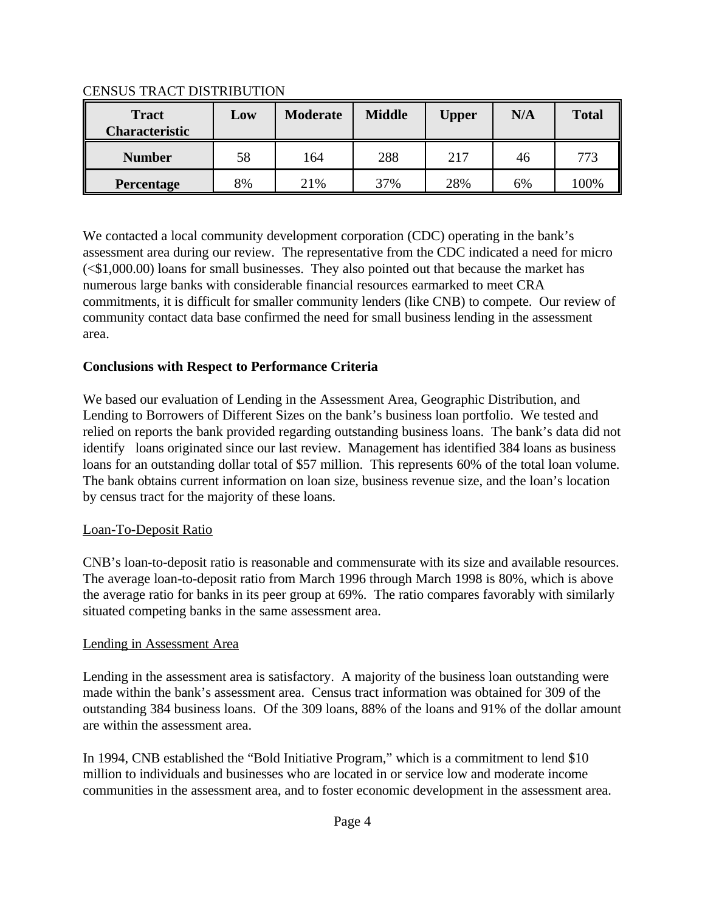CENSUS TRACT DISTRIBUTION

| Tract Characteristic | Low | Moderate | Middle | Upper | N/A | Total |
|---|---|---|---|---|---|---|
| **Number** | 58 | 164 | 288 | 217 | 46 | 773 |
| **Percentage** | 8% | 21% | 37% | 28% | 6% | 100% |

We contacted a local community development corporation (CDC) operating in the bank's assessment area during our review. The representative from the CDC indicated a need for micro (<$1,000.00) loans for small businesses. They also pointed out that because the market has numerous large banks with considerable financial resources earmarked to meet CRA commitments, it is difficult for smaller community lenders (like CNB) to compete. Our review of community contact data base confirmed the need for small business lending in the assessment area.

**Conclusions with Respect to Performance Criteria**

We based our evaluation of Lending in the Assessment Area, Geographic Distribution, and Lending to Borrowers of Different Sizes on the bank's business loan portfolio. We tested and relied on reports the bank provided regarding outstanding business loans. The bank's data did not identify loans originated since our last review. Management has identified 384 loans as business loans for an outstanding dollar total of $57 million. This represents 60% of the total loan volume. The bank obtains current information on loan size, business revenue size, and the loan's location by census tract for the majority of these loans.

Loan-To-Deposit Ratio

CNB's loan-to-deposit ratio is reasonable and commensurate with its size and available resources. The average loan-to-deposit ratio from March 1996 through March 1998 is 80%, which is above the average ratio for banks in its peer group at 69%. The ratio compares favorably with similarly situated competing banks in the same assessment area.

Lending in Assessment Area

Lending in the assessment area is satisfactory. A majority of the business loan outstanding were made within the bank's assessment area. Census tract information was obtained for 309 of the outstanding 384 business loans. Of the 309 loans, 88% of the loans and 91% of the dollar amount are within the assessment area.

In 1994, CNB established the "Bold Initiative Program," which is a commitment to lend $10 million to individuals and businesses who are located in or service low and moderate income communities in the assessment area, and to foster economic development in the assessment area.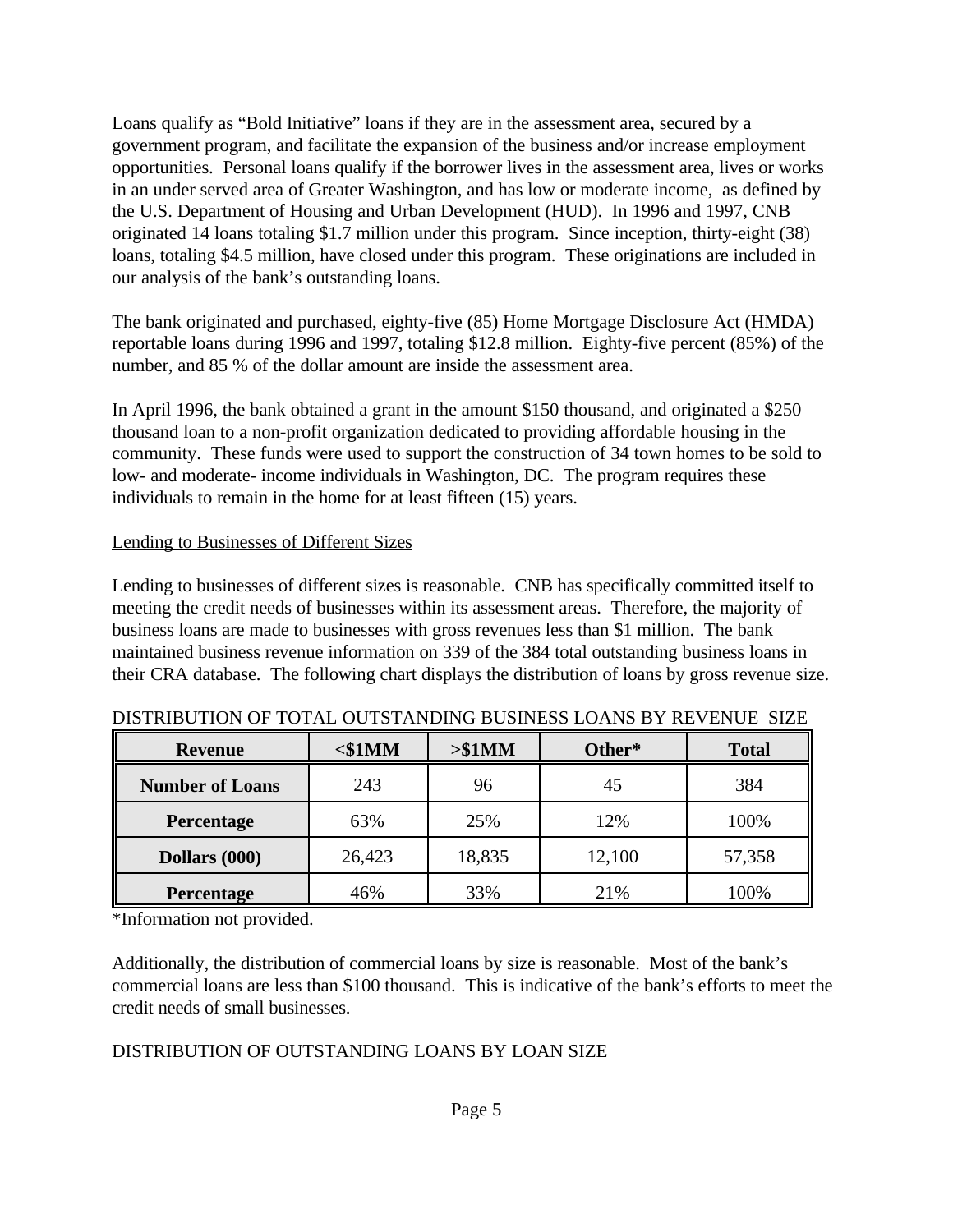Loans qualify as “Bold Initiative” loans if they are in the assessment area, secured by a government program, and facilitate the expansion of the business and/or increase employment opportunities. Personal loans qualify if the borrower lives in the assessment area, lives or works in an under served area of Greater Washington, and has low or moderate income, as defined by the U.S. Department of Housing and Urban Development (HUD). In 1996 and 1997, CNB originated 14 loans totaling $1.7 million under this program. Since inception, thirty-eight (38) loans, totaling $4.5 million, have closed under this program. These originations are included in our analysis of the bank’s outstanding loans.

The bank originated and purchased, eighty-five (85) Home Mortgage Disclosure Act (HMDA) reportable loans during 1996 and 1997, totaling $12.8 million. Eighty-five percent (85%) of the number, and 85 % of the dollar amount are inside the assessment area.

In April 1996, the bank obtained a grant in the amount $150 thousand, and originated a $250 thousand loan to a non-profit organization dedicated to providing affordable housing in the community. These funds were used to support the construction of 34 town homes to be sold to low- and moderate- income individuals in Washington, DC. The program requires these individuals to remain in the home for at least fifteen (15) years.

<u>Lending to Businesses of Different Sizes</u>

Lending to businesses of different sizes is reasonable. CNB has specifically committed itself to meeting the credit needs of businesses within its assessment areas. Therefore, the majority of business loans are made to businesses with gross revenues less than $1 million. The bank maintained business revenue information on 339 of the 384 total outstanding business loans in their CRA database. The following chart displays the distribution of loans by gross revenue size.

DISTRIBUTION OF TOTAL OUTSTANDING BUSINESS LOANS BY REVENUE SIZE

| **Revenue** | **<$1MM** | **>$1MM** | **Other*** | **Total** |
|---|---|---|---|---|
| **Number of Loans** | 243 | 96 | 45 | 384 |
| **Percentage** | 63% | 25% | 12% | 100% |
| **Dollars (000)** | 26,423 | 18,835 | 12,100 | 57,358 |
| **Percentage** | 46% | 33% | 21% | 100% |

*Information not provided.

Additionally, the distribution of commercial loans by size is reasonable. Most of the bank’s commercial loans are less than $100 thousand. This is indicative of the bank’s efforts to meet the credit needs of small businesses.

DISTRIBUTION OF OUTSTANDING LOANS BY LOAN SIZE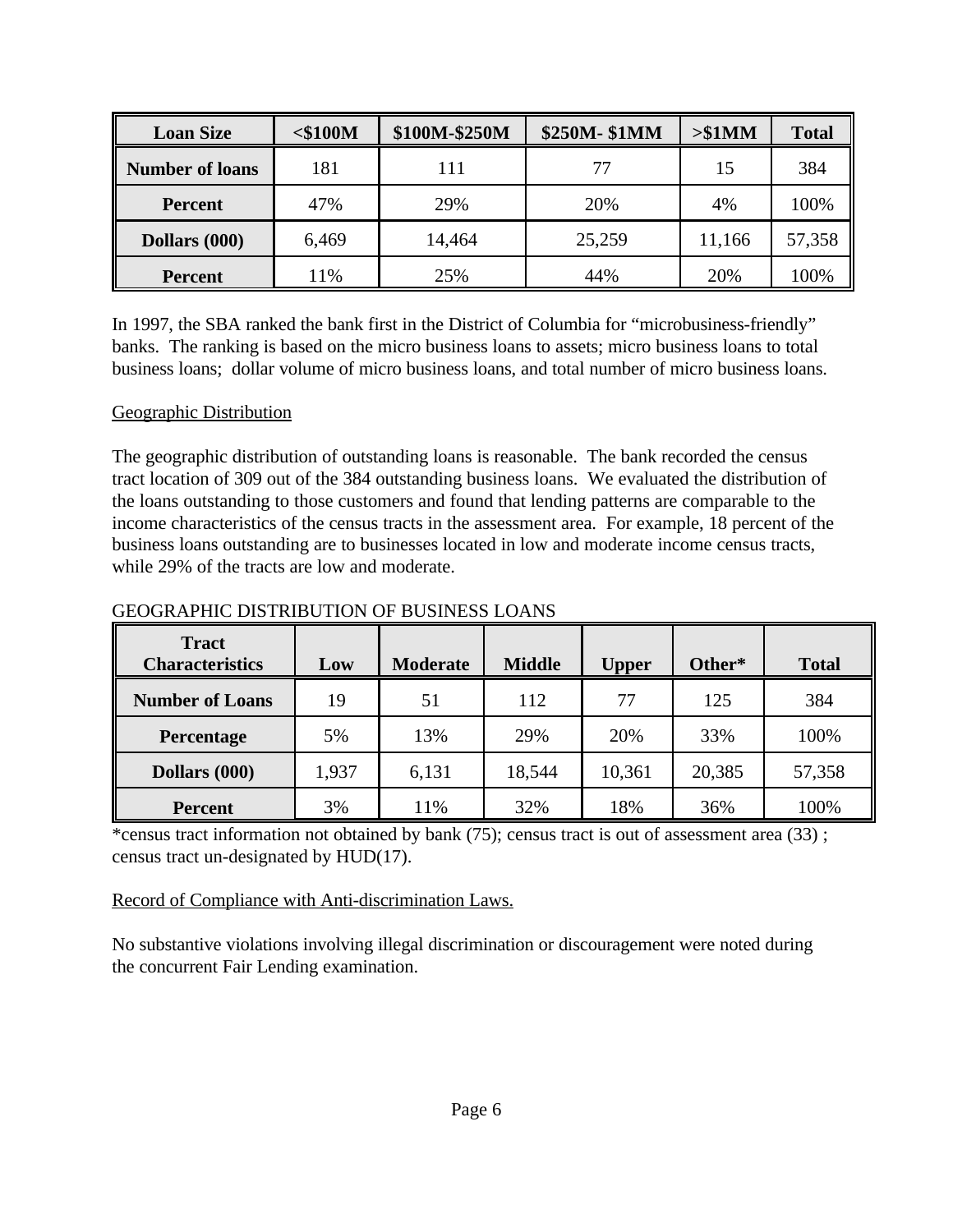| Loan Size | <$100M | $100M-$250M | $250M- $1MM | >$1MM | Total |
|---|---|---|---|---|---|
| **Number of loans** | 181 | 111 | 77 | 15 | 384 |
| **Percent** | 47% | 29% | 20% | 4% | 100% |
| **Dollars (000)** | 6,469 | 14,464 | 25,259 | 11,166 | 57,358 |
| **Percent** | 11% | 25% | 44% | 20% | 100% |

In 1997, the SBA ranked the bank first in the District of Columbia for "microbusiness-friendly" banks. The ranking is based on the micro business loans to assets; micro business loans to total business loans; dollar volume of micro business loans, and total number of micro business loans.

Geographic Distribution

The geographic distribution of outstanding loans is reasonable. The bank recorded the census tract location of 309 out of the 384 outstanding business loans. We evaluated the distribution of the loans outstanding to those customers and found that lending patterns are comparable to the income characteristics of the census tracts in the assessment area. For example, 18 percent of the business loans outstanding are to businesses located in low and moderate income census tracts, while 29% of the tracts are low and moderate.

GEOGRAPHIC DISTRIBUTION OF BUSINESS LOANS

| Tract Characteristics | Low | Moderate | Middle | Upper | Other* | Total |
|---|---|---|---|---|---|---|
| **Number of Loans** | 19 | 51 | 112 | 77 | 125 | 384 |
| **Percentage** | 5% | 13% | 29% | 20% | 33% | 100% |
| **Dollars (000)** | 1,937 | 6,131 | 18,544 | 10,361 | 20,385 | 57,358 |
| **Percent** | 3% | 11% | 32% | 18% | 36% | 100% |

*census tract information not obtained by bank (75); census tract is out of assessment area (33) ; census tract un-designated by HUD(17).

Record of Compliance with Anti-discrimination Laws.

No substantive violations involving illegal discrimination or discouragement were noted during the concurrent Fair Lending examination.